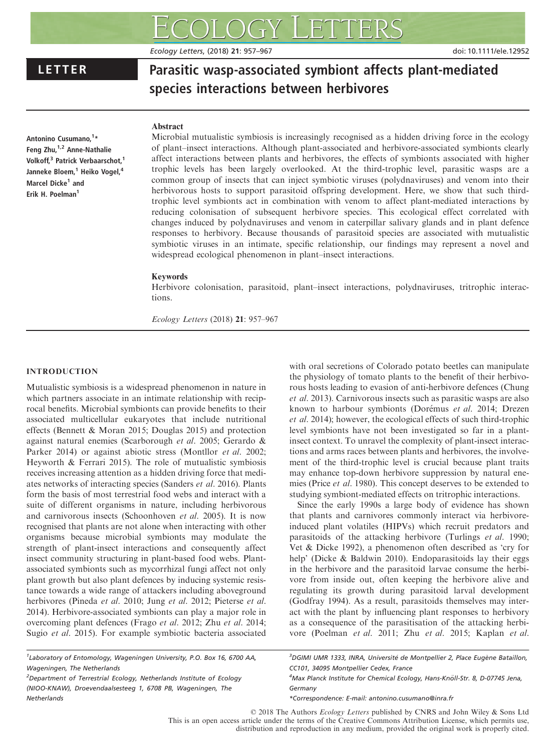LETTER

# Parasitic wasp-associated symbiont affects plant-mediated species interactions between herbivores

Antonino Cusumano,[1]* Feng Zhu,[1,2] Anne-Nathalie Volkoff,[3] Patrick Verbaarschot,[1] Janneke Bloem,[1] Heiko Vogel,[4] Marcel Dicke[1] and Erik H. Poelman[1]

## Abstract

Microbial mutualistic symbiosis is increasingly recognised as a hidden driving force in the ecology of plant–insect interactions. Although plant-associated and herbivore-associated symbionts clearly affect interactions between plants and herbivores, the effects of symbionts associated with higher trophic levels has been largely overlooked. At the third-trophic level, parasitic wasps are a common group of insects that can inject symbiotic viruses (polydnaviruses) and venom into their herbivorous hosts to support parasitoid offspring development. Here, we show that such third-trophic level symbionts act in combination with venom to affect plant-mediated interactions by reducing colonisation of subsequent herbivore species. This ecological effect correlated with changes induced by polydnaviruses and venom in caterpillar salivary glands and in plant defence responses to herbivory. Because thousands of parasitoid species are associated with mutualistic symbiotic viruses in an intimate, specific relationship, our findings may represent a novel and widespread ecological phenomenon in plant–insect interactions.

## Keywords

Herbivore colonisation, parasitoid, plant–insect interactions, polydnaviruses, tritrophic interactions.

*Ecology Letters* (2018) **21**: 957–967

## INTRODUCTION

Mutualistic symbiosis is a widespread phenomenon in nature in which partners associate in an intimate relationship with reciprocal benefits. Microbial symbionts can provide benefits to their associated multicellular eukaryotes that include nutritional effects (Bennett & Moran 2015; Douglas 2015) and protection against natural enemies (Scarborough *et al*. 2005; Gerardo & Parker 2014) or against abiotic stress (Montllor *et al*. 2002; Heyworth & Ferrari 2015). The role of mutualistic symbiosis receives increasing attention as a hidden driving force that mediates networks of interacting species (Sanders *et al*. 2016). Plants form the basis of most terrestrial food webs and interact with a suite of different organisms in nature, including herbivorous and carnivorous insects (Schoonhoven *et al*. 2005). It is now recognised that plants are not alone when interacting with other organisms because microbial symbionts may modulate the strength of plant-insect interactions and consequently affect insect community structuring in plant-based food webs. Plant-associated symbionts such as mycorrhizal fungi affect not only plant growth but also plant defences by inducing systemic resistance towards a wide range of attackers including aboveground herbivores (Pineda *et al*. 2010; Jung *et al*. 2012; Pieterse *et al*. 2014). Herbivore-associated symbionts can play a major role in overcoming plant defences (Frago *et al*. 2012; Zhu *et al*. 2014; Sugio *et al*. 2015). For example symbiotic bacteria associated with oral secretions of Colorado potato beetles can manipulate the physiology of tomato plants to the benefit of their herbivorous hosts leading to evasion of anti-herbivore defences (Chung *et al*. 2013). Carnivorous insects such as parasitic wasps are also known to harbour symbionts (Dorémus *et al*. 2014; Drezen *et al*. 2014); however, the ecological effects of such third-trophic level symbionts have not been investigated so far in a plant-insect context. To unravel the complexity of plant-insect interactions and arms races between plants and herbivores, the involvement of the third-trophic level is crucial because plant traits may enhance top-down herbivore suppression by natural enemies (Price *et al*. 1980). This concept deserves to be extended to studying symbiont-mediated effects on tritrophic interactions.

Since the early 1990s a large body of evidence has shown that plants and carnivores commonly interact via herbivore-induced plant volatiles (HIPVs) which recruit predators and parasitoids of the attacking herbivore (Turlings *et al*. 1990; Vet & Dicke 1992), a phenomenon often described as 'cry for help' (Dicke & Baldwin 2010). Endoparasitoids lay their eggs in the herbivore and the parasitoid larvae consume the herbivore from inside out, often keeping the herbivore alive and regulating its growth during parasitoid larval development (Godfray 1994). As a result, parasitoids themselves may interact with the plant by influencing plant responses to herbivory as a consequence of the parasitisation of the attacking herbivore (Poelman *et al*. 2011; Zhu *et al*. 2015; Kaplan *et al*.

[1]Laboratory of Entomology, Wageningen University, P.O. Box 16, 6700 AA, Wageningen, The Netherlands

[2]Department of Terrestrial Ecology, Netherlands Institute of Ecology (NIOO-KNAW), Droevendaalsesteeg 1, 6708 PB, Wageningen, The Netherlands

[3]DGIMI UMR 1333, INRA, Université de Montpellier 2, Place Eugène Bataillon, CC101, 34095 Montpellier Cedex, France

[4]Max Planck Institute for Chemical Ecology, Hans-Knöll-Str. 8, D-07745 Jena, Germany

*Correspondence: E-mail: antonino.cusumano@inra.fr

© 2018 The Authors *Ecology Letters* published by CNRS and John Wiley & Sons Ltd
This is an open access article under the terms of the Creative Commons Attribution License, which permits use, distribution and reproduction in any medium, provided the original work is properly cited.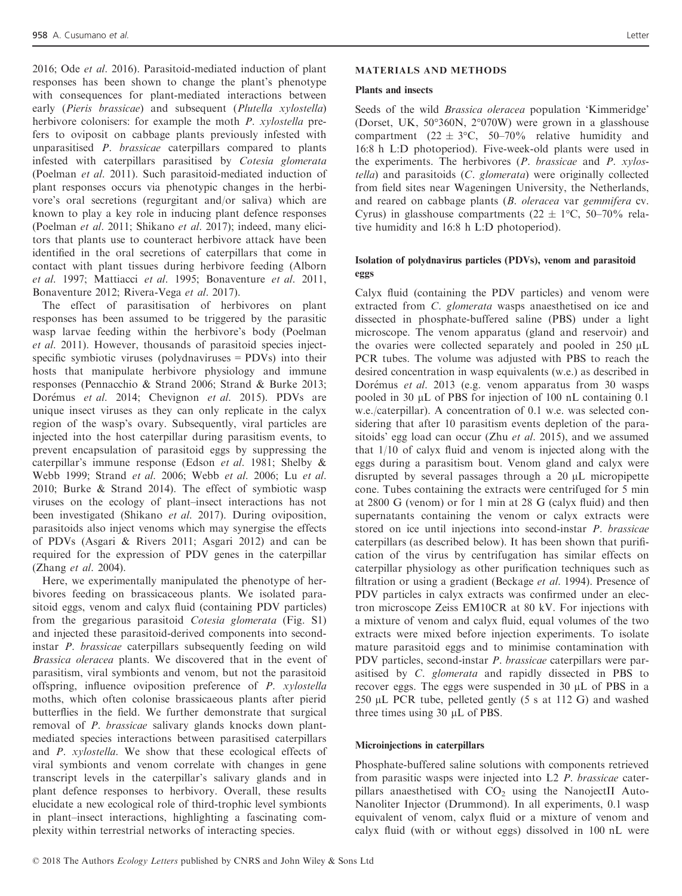2016; Ode *et al*. 2016). Parasitoid-mediated induction of plant responses has been shown to change the plant's phenotype with consequences for plant-mediated interactions between early (*Pieris brassicae*) and subsequent (*Plutella xylostella*) herbivore colonisers: for example the moth *P. xylostella* prefers to oviposit on cabbage plants previously infested with unparasitised *P. brassicae* caterpillars compared to plants infested with caterpillars parasitised by *Cotesia glomerata* (Poelman *et al*. 2011). Such parasitoid-mediated induction of plant responses occurs via phenotypic changes in the herbivore's oral secretions (regurgitant and/or saliva) which are known to play a key role in inducing plant defence responses (Poelman *et al*. 2011; Shikano *et al*. 2017); indeed, many elicitors that plants use to counteract herbivore attack have been identified in the oral secretions of caterpillars that come in contact with plant tissues during herbivore feeding (Alborn *et al*. 1997; Mattiacci *et al*. 1995; Bonaventure *et al*. 2011, Bonaventure 2012; Rivera-Vega *et al*. 2017).

The effect of parasitisation of herbivores on plant responses has been assumed to be triggered by the parasitic wasp larvae feeding within the herbivore's body (Poelman *et al*. 2011). However, thousands of parasitoid species inject specific symbiotic viruses (polydnaviruses = PDVs) into their hosts that manipulate herbivore physiology and immune responses (Pennacchio & Strand 2006; Strand & Burke 2013; Dorémus *et al*. 2014; Chevignon *et al*. 2015). PDVs are unique insect viruses as they can only replicate in the calyx region of the wasp's ovary. Subsequently, viral particles are injected into the host caterpillar during parasitism events, to prevent encapsulation of parasitoid eggs by suppressing the caterpillar's immune response (Edson *et al*. 1981; Shelby & Webb 1999; Strand *et al*. 2006; Webb *et al*. 2006; Lu *et al*. 2010; Burke & Strand 2014). The effect of symbiotic wasp viruses on the ecology of plant–insect interactions has not been investigated (Shikano *et al*. 2017). During oviposition, parasitoids also inject venoms which may synergise the effects of PDVs (Asgari & Rivers 2011; Asgari 2012) and can be required for the expression of PDV genes in the caterpillar (Zhang *et al*. 2004).

Here, we experimentally manipulated the phenotype of herbivores feeding on brassicaceous plants. We isolated parasitoid eggs, venom and calyx fluid (containing PDV particles) from the gregarious parasitoid *Cotesia glomerata* (Fig. S1) and injected these parasitoid-derived components into second-instar *P. brassicae* caterpillars subsequently feeding on wild *Brassica oleracea* plants. We discovered that in the event of parasitism, viral symbionts and venom, but not the parasitoid offspring, influence oviposition preference of *P. xylostella* moths, which often colonise brassicaeous plants after pierid butterflies in the field. We further demonstrate that surgical removal of *P. brassicae* salivary glands knocks down plant-mediated species interactions between parasitised caterpillars and *P. xylostella*. We show that these ecological effects of viral symbionts and venom correlate with changes in gene transcript levels in the caterpillar's salivary glands and in plant defence responses to herbivory. Overall, these results elucidate a new ecological role of third-trophic level symbionts in plant–insect interactions, highlighting a fascinating complexity within terrestrial networks of interacting species.

## MATERIALS AND METHODS

### Plants and insects

Seeds of the wild *Brassica oleracea* population 'Kimmeridge' (Dorset, UK, 50°360N, 2°070W) were grown in a glasshouse compartment (22 ± 3°C, 50–70% relative humidity and 16:8 h L:D photoperiod). Five-week-old plants were used in the experiments. The herbivores (*P. brassicae* and *P. xylostella*) and parasitoids (*C. glomerata*) were originally collected from field sites near Wageningen University, the Netherlands, and reared on cabbage plants (*B. oleracea* var *gemmifera* cv. Cyrus) in glasshouse compartments (22 ± 1°C, 50–70% relative humidity and 16:8 h L:D photoperiod).

### Isolation of polydnavirus particles (PDVs), venom and parasitoid eggs

Calyx fluid (containing the PDV particles) and venom were extracted from *C. glomerata* wasps anaesthetised on ice and dissected in phosphate-buffered saline (PBS) under a light microscope. The venom apparatus (gland and reservoir) and the ovaries were collected separately and pooled in 250 μL PCR tubes. The volume was adjusted with PBS to reach the desired concentration in wasp equivalents (w.e.) as described in Dorémus *et al*. 2013 (e.g. venom apparatus from 30 wasps pooled in 30 μL of PBS for injection of 100 nL containing 0.1 w.e./caterpillar). A concentration of 0.1 w.e. was selected considering that after 10 parasitism events depletion of the parasitoids' egg load can occur (Zhu *et al*. 2015), and we assumed that 1/10 of calyx fluid and venom is injected along with the eggs during a parasitism bout. Venom gland and calyx were disrupted by several passages through a 20 μL micropipette cone. Tubes containing the extracts were centrifuged for 5 min at 2800 G (venom) or for 1 min at 28 G (calyx fluid) and then supernatants containing the venom or calyx extracts were stored on ice until injections into second-instar *P. brassicae* caterpillars (as described below). It has been shown that purification of the virus by centrifugation has similar effects on caterpillar physiology as other purification techniques such as filtration or using a gradient (Beckage *et al*. 1994). Presence of PDV particles in calyx extracts was confirmed under an electron microscope Zeiss EM10CR at 80 kV. For injections with a mixture of venom and calyx fluid, equal volumes of the two extracts were mixed before injection experiments. To isolate mature parasitoid eggs and to minimise contamination with PDV particles, second-instar *P. brassicae* caterpillars were parasitised by *C. glomerata* and rapidly dissected in PBS to recover eggs. The eggs were suspended in 30 μL of PBS in a 250 μL PCR tube, pelleted gently (5 s at 112 G) and washed three times using 30 μL of PBS.

### Microinjections in caterpillars

Phosphate-buffered saline solutions with components retrieved from parasitic wasps were injected into L2 *P. brassicae* caterpillars anaesthetised with $CO_2$ using the NanojectII Auto-Nanoliter Injector (Drummond). In all experiments, 0.1 wasp equivalent of venom, calyx fluid or a mixture of venom and calyx fluid (with or without eggs) dissolved in 100 nL were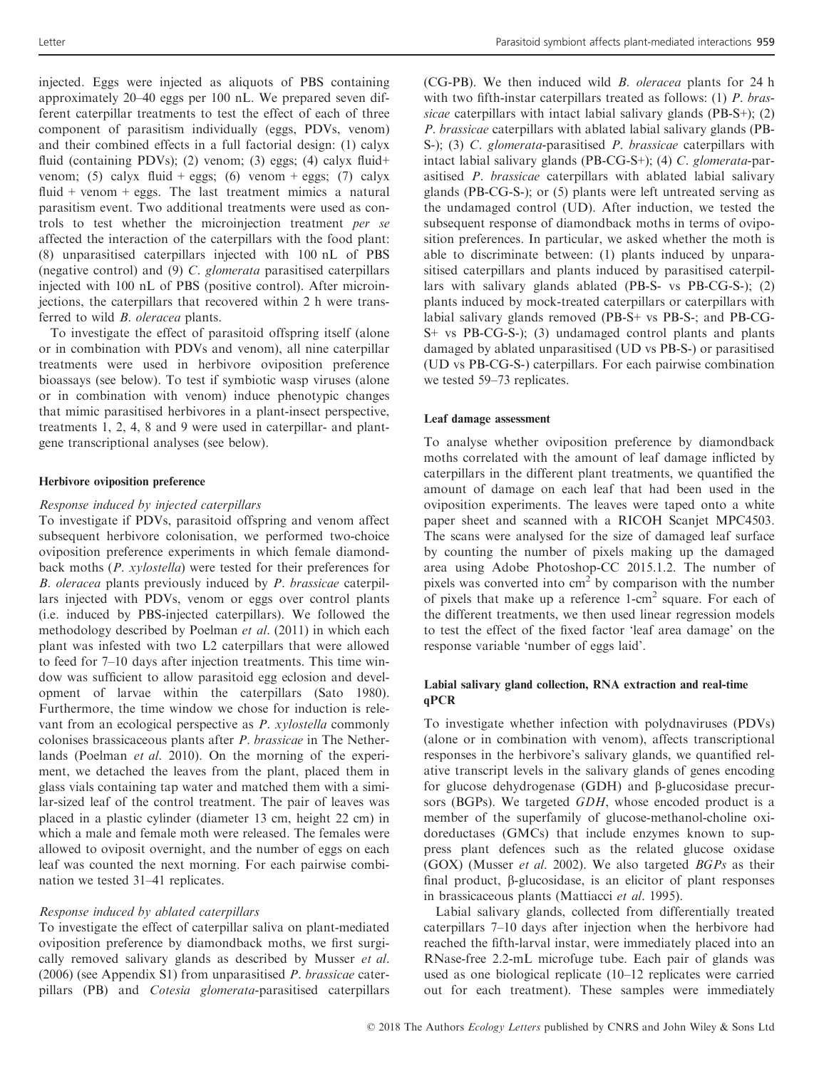injected. Eggs were injected as aliquots of PBS containing approximately 20–40 eggs per 100 nL. We prepared seven different caterpillar treatments to test the effect of each of three component of parasitism individually (eggs, PDVs, venom) and their combined effects in a full factorial design: (1) calyx fluid (containing PDVs); (2) venom; (3) eggs; (4) calyx fluid+ venom; (5) calyx fluid + eggs; (6) venom + eggs; (7) calyx fluid + venom + eggs. The last treatment mimics a natural parasitism event. Two additional treatments were used as controls to test whether the microinjection treatment *per se* affected the interaction of the caterpillars with the food plant: (8) unparasitised caterpillars injected with 100 nL of PBS (negative control) and (9) *C. glomerata* parasitised caterpillars injected with 100 nL of PBS (positive control). After microinjections, the caterpillars that recovered within 2 h were transferred to wild *B. oleracea* plants.

To investigate the effect of parasitoid offspring itself (alone or in combination with PDVs and venom), all nine caterpillar treatments were used in herbivore oviposition preference bioassays (see below). To test if symbiotic wasp viruses (alone or in combination with venom) induce phenotypic changes that mimic parasitised herbivores in a plant-insect perspective, treatments 1, 2, 4, 8 and 9 were used in caterpillar- and plant-gene transcriptional analyses (see below).

## Herbivore oviposition preference

### Response induced by injected caterpillars

To investigate if PDVs, parasitoid offspring and venom affect subsequent herbivore colonisation, we performed two-choice oviposition preference experiments in which female diamondback moths (*P. xylostella*) were tested for their preferences for *B. oleracea* plants previously induced by *P. brassicae* caterpillars injected with PDVs, venom or eggs over control plants (i.e. induced by PBS-injected caterpillars). We followed the methodology described by Poelman *et al.* (2011) in which each plant was infested with two L2 caterpillars that were allowed to feed for 7–10 days after injection treatments. This time window was sufficient to allow parasitoid egg eclosion and development of larvae within the caterpillars (Sato 1980). Furthermore, the time window we chose for induction is relevant from an ecological perspective as *P. xylostella* commonly colonises brassicaceous plants after *P. brassicae* in The Netherlands (Poelman *et al.* 2010). On the morning of the experiment, we detached the leaves from the plant, placed them in glass vials containing tap water and matched them with a similar-sized leaf of the control treatment. The pair of leaves was placed in a plastic cylinder (diameter 13 cm, height 22 cm) in which a male and female moth were released. The females were allowed to oviposit overnight, and the number of eggs on each leaf was counted the next morning. For each pairwise combination we tested 31–41 replicates.

### Response induced by ablated caterpillars

To investigate the effect of caterpillar saliva on plant-mediated oviposition preference by diamondback moths, we first surgically removed salivary glands as described by Musser *et al.* (2006) (see Appendix S1) from unparasitised *P. brassicae* caterpillars (PB) and *Cotesia glomerata*-parasitised caterpillars (CG-PB). We then induced wild *B. oleracea* plants for 24 h with two fifth-instar caterpillars treated as follows: (1) *P. brassicae* caterpillars with intact labial salivary glands (PB-S+); (2) *P. brassicae* caterpillars with ablated labial salivary glands (PB-S-); (3) *C. glomerata*-parasitised *P. brassicae* caterpillars with intact labial salivary glands (PB-CG-S+); (4) *C. glomerata*-parasitised *P. brassicae* caterpillars with ablated labial salivary glands (PB-CG-S-); or (5) plants were left untreated serving as the undamaged control (UD). After induction, we tested the subsequent response of diamondback moths in terms of oviposition preferences. In particular, we asked whether the moth is able to discriminate between: (1) plants induced by unparasitised caterpillars and plants induced by parasitised caterpillars with salivary glands ablated (PB-S- vs PB-CG-S-); (2) plants induced by mock-treated caterpillars or caterpillars with labial salivary glands removed (PB-S+ vs PB-S-; and PB-CG-S+ vs PB-CG-S-); (3) undamaged control plants and plants damaged by ablated unparasitised (UD vs PB-S-) or parasitised (UD vs PB-CG-S-) caterpillars. For each pairwise combination we tested 59–73 replicates.

## Leaf damage assessment

To analyse whether oviposition preference by diamondback moths correlated with the amount of leaf damage inflicted by caterpillars in the different plant treatments, we quantified the amount of damage on each leaf that had been used in the oviposition experiments. The leaves were taped onto a white paper sheet and scanned with a RICOH Scanjet MPC4503. The scans were analysed for the size of damaged leaf surface by counting the number of pixels making up the damaged area using Adobe Photoshop-CC 2015.1.2. The number of pixels was converted into $cm^2$ by comparison with the number of pixels that make up a reference 1-$cm^2$ square. For each of the different treatments, we then used linear regression models to test the effect of the fixed factor 'leaf area damage' on the response variable 'number of eggs laid'.

## Labial salivary gland collection, RNA extraction and real-time qPCR

To investigate whether infection with polydnaviruses (PDVs) (alone or in combination with venom), affects transcriptional responses in the herbivore's salivary glands, we quantified relative transcript levels in the salivary glands of genes encoding for glucose dehydrogenase (GDH) and β-glucosidase precursors (BGPs). We targeted *GDH*, whose encoded product is a member of the superfamily of glucose-methanol-choline oxidoreductases (GMCs) that include enzymes known to suppress plant defences such as the related glucose oxidase (GOX) (Musser *et al.* 2002). We also targeted *BGPs* as their final product, β-glucosidase, is an elicitor of plant responses in brassicaceous plants (Mattiacci *et al.* 1995).

Labial salivary glands, collected from differentially treated caterpillars 7–10 days after injection when the herbivore had reached the fifth-larval instar, were immediately placed into an RNase-free 2.2-mL microfuge tube. Each pair of glands was used as one biological replicate (10–12 replicates were carried out for each treatment). These samples were immediately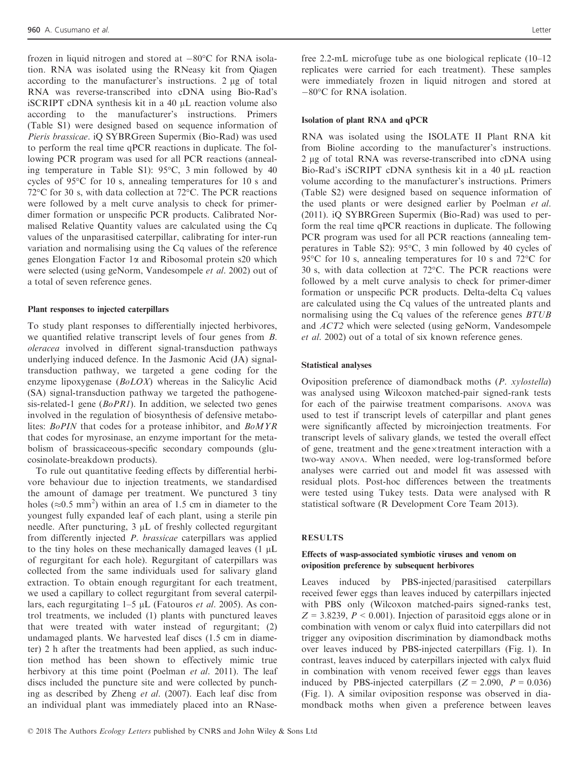frozen in liquid nitrogen and stored at −80°C for RNA isolation. RNA was isolated using the RNeasy kit from Qiagen according to the manufacturer's instructions. 2 μg of total RNA was reverse-transcribed into cDNA using Bio-Rad's iSCRIPT cDNA synthesis kit in a 40 μL reaction volume also according to the manufacturer's instructions. Primers (Table S1) were designed based on sequence information of *Pieris brassicae*. iQ SYBRGreen Supermix (Bio-Rad) was used to perform the real time qPCR reactions in duplicate. The following PCR program was used for all PCR reactions (annealing temperature in Table S1): 95°C, 3 min followed by 40 cycles of 95°C for 10 s, annealing temperatures for 10 s and 72°C for 30 s, with data collection at 72°C. The PCR reactions were followed by a melt curve analysis to check for primer-dimer formation or unspecific PCR products. Calibrated Normalised Relative Quantity values are calculated using the Cq values of the unparasitised caterpillar, calibrating for inter-run variation and normalising using the Cq values of the reference genes Elongation Factor 1α and Ribosomal protein s20 which were selected (using geNorm, Vandesompele *et al*. 2002) out of a total of seven reference genes.

#### Plant responses to injected caterpillars

To study plant responses to differentially injected herbivores, we quantified relative transcript levels of four genes from *B. oleracea* involved in different signal-transduction pathways underlying induced defence. In the Jasmonic Acid (JA) signal-transduction pathway, we targeted a gene coding for the enzyme lipoxygenase (*BoLOX*) whereas in the Salicylic Acid (SA) signal-transduction pathway we targeted the pathogenesis-related-1 gene (*BoPR1*). In addition, we selected two genes involved in the regulation of biosynthesis of defensive metabolites: *BoPIN* that codes for a protease inhibitor, and *BoMYR* that codes for myrosinase, an enzyme important for the metabolism of brassicaceous-specific secondary compounds (glucosinolate-breakdown products).

To rule out quantitative feeding effects by differential herbivore behaviour due to injection treatments, we standardised the amount of damage per treatment. We punctured 3 tiny holes (≈0.5 mm$^2$) within an area of 1.5 cm in diameter to the youngest fully expanded leaf of each plant, using a sterile pin needle. After puncturing, 3 μL of freshly collected regurgitant from differently injected *P. brassicae* caterpillars was applied to the tiny holes on these mechanically damaged leaves (1 μL of regurgitant for each hole). Regurgitant of caterpillars was collected from the same individuals used for salivary gland extraction. To obtain enough regurgitant for each treatment, we used a capillary to collect regurgitant from several caterpillars, each regurgitating 1–5 μL (Fatouros *et al*. 2005). As control treatments, we included (1) plants with punctured leaves that were treated with water instead of regurgitant; (2) undamaged plants. We harvested leaf discs (1.5 cm in diameter) 2 h after the treatments had been applied, as such induction method has been shown to effectively mimic true herbivory at this time point (Poelman *et al*. 2011). The leaf discs included the puncture site and were collected by punching as described by Zheng *et al*. (2007). Each leaf disc from an individual plant was immediately placed into an RNase-free 2.2-mL microfuge tube as one biological replicate (10–12 replicates were carried for each treatment). These samples were immediately frozen in liquid nitrogen and stored at −80°C for RNA isolation.

#### Isolation of plant RNA and qPCR

RNA was isolated using the ISOLATE II Plant RNA kit from Bioline according to the manufacturer's instructions. 2 μg of total RNA was reverse-transcribed into cDNA using Bio-Rad's iSCRIPT cDNA synthesis kit in a 40 μL reaction volume according to the manufacturer's instructions. Primers (Table S2) were designed based on sequence information of the used plants or were designed earlier by Poelman *et al*. (2011). iQ SYBRGreen Supermix (Bio-Rad) was used to perform the real time qPCR reactions in duplicate. The following PCR program was used for all PCR reactions (annealing temperatures in Table S2): 95°C, 3 min followed by 40 cycles of 95°C for 10 s, annealing temperatures for 10 s and 72°C for 30 s, with data collection at 72°C. The PCR reactions were followed by a melt curve analysis to check for primer-dimer formation or unspecific PCR products. Delta-delta Cq values are calculated using the Cq values of the untreated plants and normalising using the Cq values of the reference genes *BTUB* and *ACT2* which were selected (using geNorm, Vandesompele *et al*. 2002) out of a total of six known reference genes.

#### Statistical analyses

Oviposition preference of diamondback moths (*P. xylostella*) was analysed using Wilcoxon matched-pair signed-rank tests for each of the pairwise treatment comparisons. ANOVA was used to test if transcript levels of caterpillar and plant genes were significantly affected by microinjection treatments. For transcript levels of salivary glands, we tested the overall effect of gene, treatment and the gene×treatment interaction with a two-way ANOVA. When needed, were log-transformed before analyses were carried out and model fit was assessed with residual plots. Post-hoc differences between the treatments were tested using Tukey tests. Data were analysed with R statistical software (R Development Core Team 2013).

### RESULTS

#### Effects of wasp-associated symbiotic viruses and venom on oviposition preference by subsequent herbivores

Leaves induced by PBS-injected/parasitised caterpillars received fewer eggs than leaves induced by caterpillars injected with PBS only (Wilcoxon matched-pairs signed-ranks test, $Z = 3.8239$, $P < 0.001$). Injection of parasitoid eggs alone or in combination with venom or calyx fluid into caterpillars did not trigger any oviposition discrimination by diamondback moths over leaves induced by PBS-injected caterpillars (Fig. 1). In contrast, leaves induced by caterpillars injected with calyx fluid in combination with venom received fewer eggs than leaves induced by PBS-injected caterpillars ($Z = 2.090$, $P = 0.036$) (Fig. 1). A similar oviposition response was observed in diamondback moths when given a preference between leaves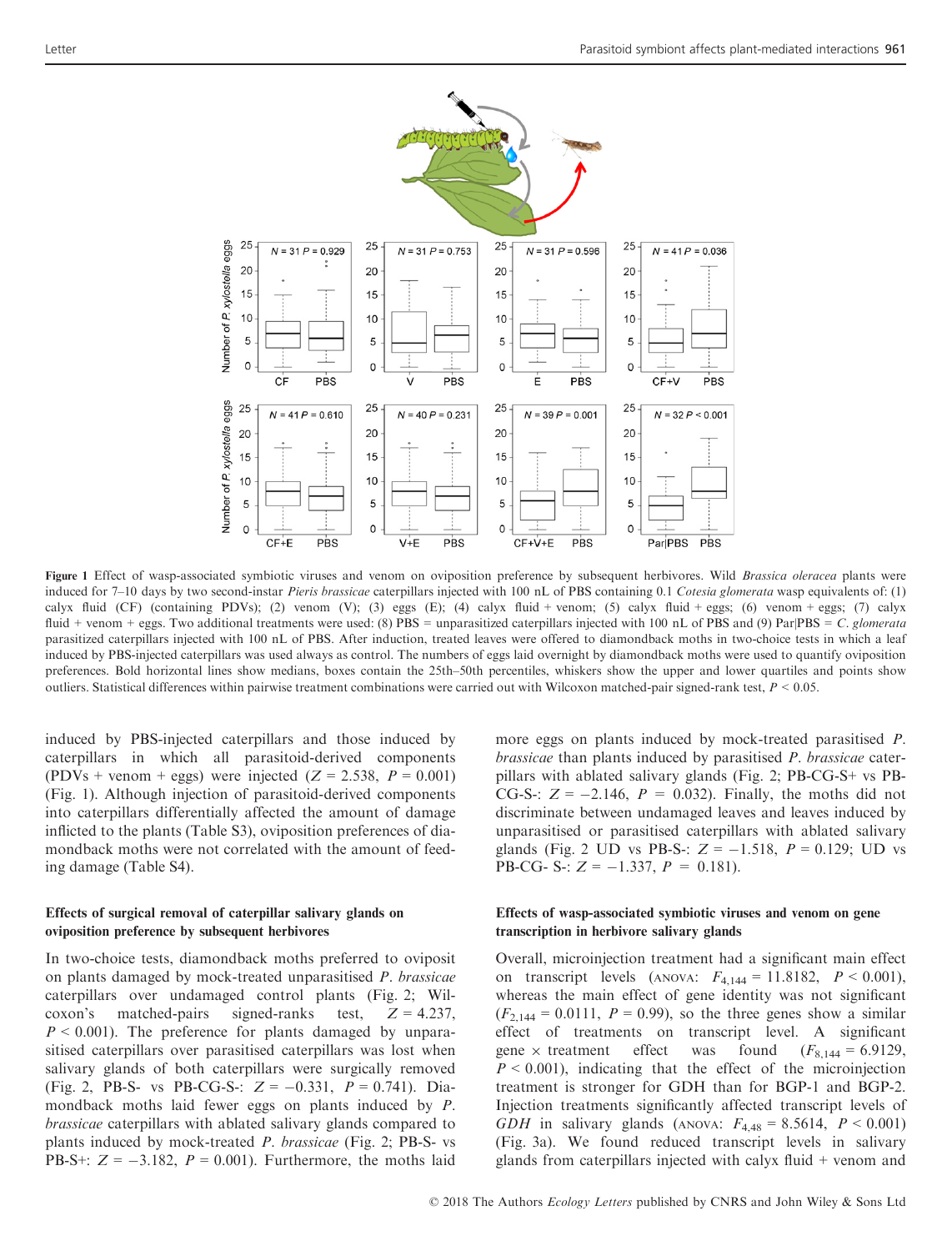Figure 1 Effect of wasp-associated symbiotic viruses and venom on oviposition preference by subsequent herbivores. Wild *Brassica oleracea* plants were induced for 7–10 days by two second-instar *Pieris brassicae* caterpillars injected with 100 nL of PBS containing 0.1 *Cotesia glomerata* wasp equivalents of: (1) calyx fluid (CF) (containing PDVs); (2) venom (V); (3) eggs (E); (4) calyx fluid + venom; (5) calyx fluid + eggs; (6) venom + eggs; (7) calyx fluid + venom + eggs. Two additional treatments were used: (8) PBS = unparasitized caterpillars injected with 100 nL of PBS and (9) Par|PBS = *C. glomerata* parasitized caterpillars injected with 100 nL of PBS. After induction, treated leaves were offered to diamondback moths in two-choice tests in which a leaf induced by PBS-injected caterpillars was used always as control. The numbers of eggs laid overnight by diamondback moths were used to quantify oviposition preferences. Bold horizontal lines show medians, boxes contain the 25th–50th percentiles, whiskers show the upper and lower quartiles and points show outliers. Statistical differences within pairwise treatment combinations were carried out with Wilcoxon matched-pair signed-rank test, $P < 0.05$.

induced by PBS-injected caterpillars and those induced by caterpillars in which all parasitoid-derived components (PDVs + venom + eggs) were injected ($Z = 2.538$, $P = 0.001$) (Fig. 1). Although injection of parasitoid-derived components into caterpillars differentially affected the amount of damage inflicted to the plants (Table S3), oviposition preferences of diamondback moths were not correlated with the amount of feeding damage (Table S4).

### Effects of surgical removal of caterpillar salivary glands on oviposition preference by subsequent herbivores

In two-choice tests, diamondback moths preferred to oviposit on plants damaged by mock-treated unparasitised *P. brassicae* caterpillars over undamaged control plants (Fig. 2; Wilcoxon's matched-pairs signed-ranks test, $Z = 4.237$, $P < 0.001$). The preference for plants damaged by unparasitised caterpillars over parasitised caterpillars was lost when salivary glands of both caterpillars were surgically removed (Fig. 2, PB-S- vs PB-CG-S-: $Z = -0.331$, $P = 0.741$). Diamondback moths laid fewer eggs on plants induced by *P. brassicae* caterpillars with ablated salivary glands compared to plants induced by mock-treated *P. brassicae* (Fig. 2; PB-S- vs PB-S+: $Z = -3.182$, $P = 0.001$). Furthermore, the moths laid more eggs on plants induced by mock-treated parasitised *P. brassicae* than plants induced by parasitised *P. brassicae* caterpillars with ablated salivary glands (Fig. 2; PB-CG-S+ vs PB-CG-S-: $Z = -2.146$, $P = 0.032$). Finally, the moths did not discriminate between undamaged leaves and leaves induced by unparasitised or parasitised caterpillars with ablated salivary glands (Fig. 2 UD vs PB-S-: $Z = -1.518$, $P = 0.129$; UD vs PB-CG- S-: $Z = -1.337$, $P = 0.181$).

### Effects of wasp-associated symbiotic viruses and venom on gene transcription in herbivore salivary glands

Overall, microinjection treatment had a significant main effect on transcript levels (ANOVA: $F_{4,144} = 11.8182$, $P < 0.001$), whereas the main effect of gene identity was not significant ($F_{2,144} = 0.0111$, $P = 0.99$), so the three genes show a similar effect of treatments on transcript level. A significant gene × treatment effect was found ($F_{8,144} = 6.9129$, $P < 0.001$), indicating that the effect of the microinjection treatment is stronger for GDH than for BGP-1 and BGP-2. Injection treatments significantly affected transcript levels of *GDH* in salivary glands (ANOVA: $F_{4,48} = 8.5614$, $P < 0.001$) (Fig. 3a). We found reduced transcript levels in salivary glands from caterpillars injected with calyx fluid + venom and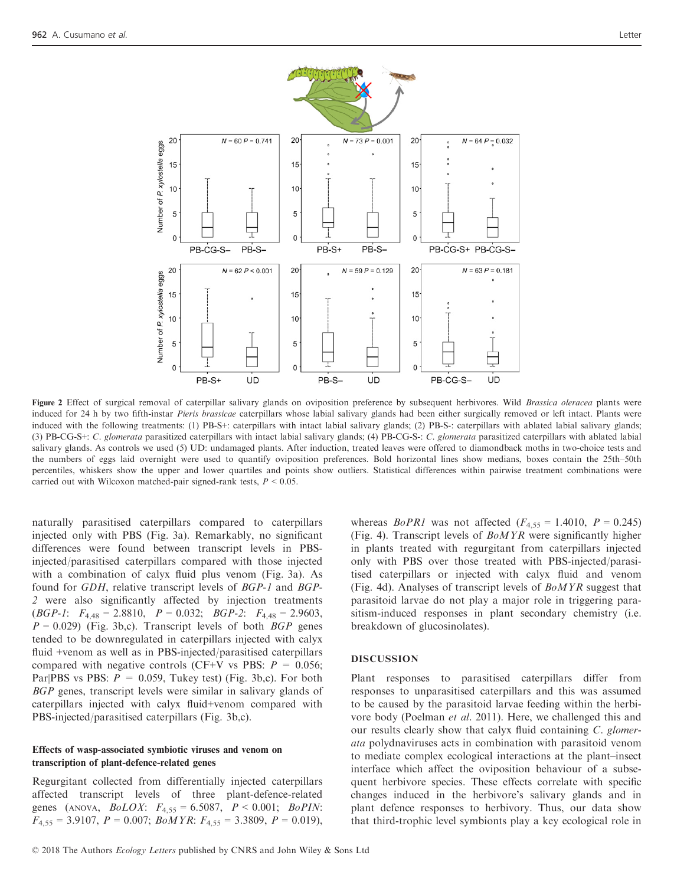Figure 2 Effect of surgical removal of caterpillar salivary glands on oviposition preference by subsequent herbivores. Wild *Brassica oleracea* plants were induced for 24 h by two fifth-instar *Pieris brassicae* caterpillars whose labial salivary glands had been either surgically removed or left intact. Plants were induced with the following treatments: (1) PB-S+: caterpillars with intact labial salivary glands; (2) PB-S-: caterpillars with ablated labial salivary glands; (3) PB-CG-S+: *C. glomerata* parasitized caterpillars with intact labial salivary glands; (4) PB-CG-S-: *C. glomerata* parasitized caterpillars with ablated labial salivary glands. As controls we used (5) UD: undamaged plants. After induction, treated leaves were offered to diamondback moths in two-choice tests and the numbers of eggs laid overnight were used to quantify oviposition preferences. Bold horizontal lines show medians, boxes contain the 25th–50th percentiles, whiskers show the upper and lower quartiles and points show outliers. Statistical differences within pairwise treatment combinations were carried out with Wilcoxon matched-pair signed-rank tests, $P < 0.05$.

naturally parasitised caterpillars compared to caterpillars injected only with PBS (Fig. 3a). Remarkably, no significant differences were found between transcript levels in PBS-injected/parasitised caterpillars compared with those injected with a combination of calyx fluid plus venom (Fig. 3a). As found for *GDH*, relative transcript levels of *BGP-1* and *BGP-2* were also significantly affected by injection treatments (*BGP-1*: $F_{4,48} = 2.8810$, $P = 0.032$; *BGP-2*: $F_{4,48} = 2.9603$, $P = 0.029$) (Fig. 3b,c). Transcript levels of both *BGP* genes tended to be downregulated in caterpillars injected with calyx fluid +venom as well as in PBS-injected/parasitised caterpillars compared with negative controls (CF+V vs PBS: $P = 0.056$; Par|PBS vs PBS: $P = 0.059$, Tukey test) (Fig. 3b,c). For both *BGP* genes, transcript levels were similar in salivary glands of caterpillars injected with calyx fluid+venom compared with PBS-injected/parasitised caterpillars (Fig. 3b,c).

### Effects of wasp-associated symbiotic viruses and venom on transcription of plant-defence-related genes

Regurgitant collected from differentially injected caterpillars affected transcript levels of three plant-defence-related genes (ANOVA, *BoLOX*: $F_{4,55} = 6.5087$, $P < 0.001$; *BoPIN*: $F_{4,55} = 3.9107$, $P = 0.007$; *BoMYR*: $F_{4,55} = 3.3809$, $P = 0.019$), whereas *BoPR1* was not affected ($F_{4,55} = 1.4010$, $P = 0.245$) (Fig. 4). Transcript levels of *BoMYR* were significantly higher in plants treated with regurgitant from caterpillars injected only with PBS over those treated with PBS-injected/parasitised caterpillars or injected with calyx fluid and venom (Fig. 4d). Analyses of transcript levels of *BoMYR* suggest that parasitoid larvae do not play a major role in triggering parasitism-induced responses in plant secondary chemistry (i.e. breakdown of glucosinolates).

## DISCUSSION

Plant responses to parasitised caterpillars differ from responses to unparasitised caterpillars and this was assumed to be caused by the parasitoid larvae feeding within the herbivore body (Poelman *et al*. 2011). Here, we challenged this and our results clearly show that calyx fluid containing *C. glomerata* polydnaviruses acts in combination with parasitoid venom to mediate complex ecological interactions at the plant–insect interface which affect the oviposition behaviour of a subsequent herbivore species. These effects correlate with specific changes induced in the herbivore's salivary glands and in plant defence responses to herbivory. Thus, our data show that third-trophic level symbionts play a key ecological role in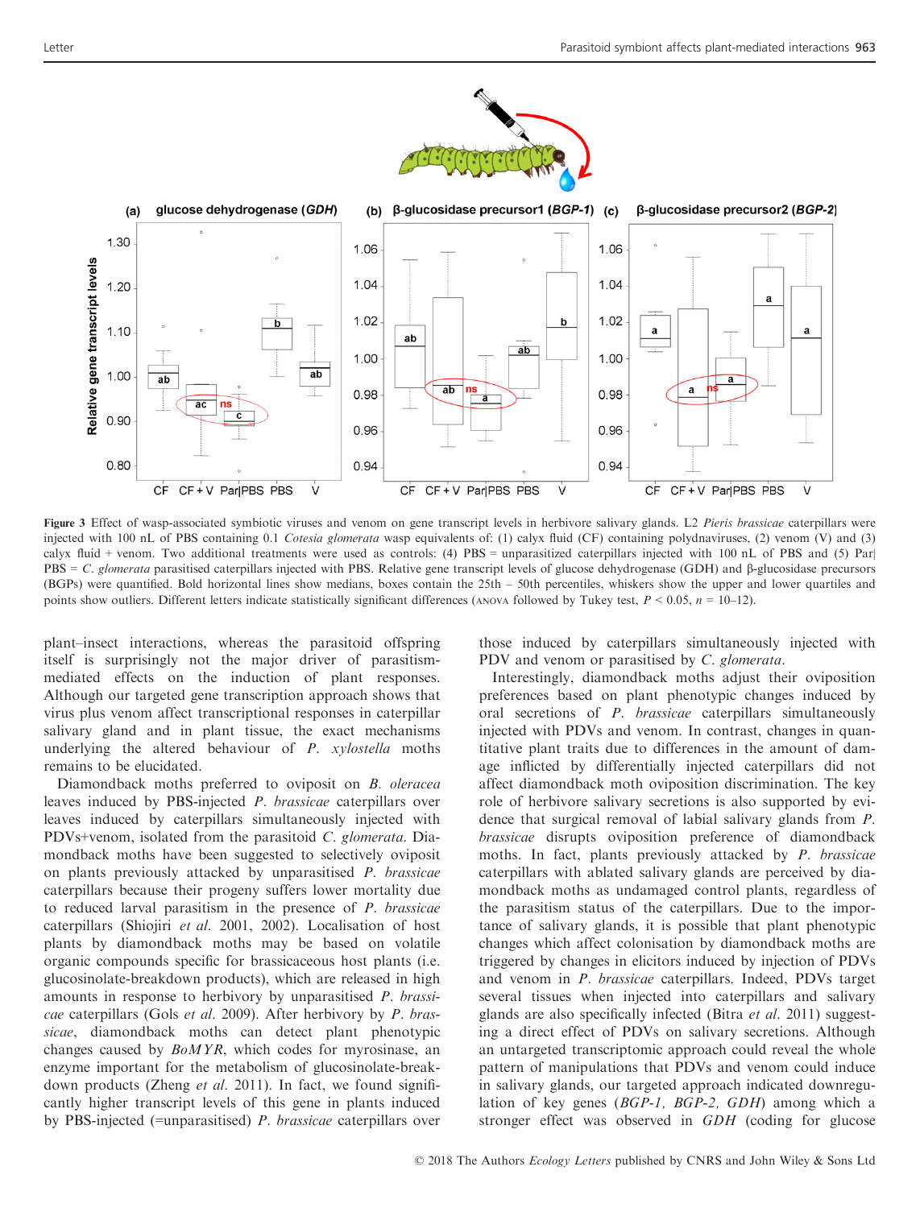Figure 3 Effect of wasp-associated symbiotic viruses and venom on gene transcript levels in herbivore salivary glands. L2 *Pieris brassicae* caterpillars were injected with 100 nL of PBS containing 0.1 *Cotesia glomerata* wasp equivalents of: (1) calyx fluid (CF) containing polydnaviruses, (2) venom (V) and (3) calyx fluid + venom. Two additional treatments were used as controls: (4) PBS = unparasitized caterpillars injected with 100 nL of PBS and (5) Par|PBS = *C. glomerata* parasitised caterpillars injected with PBS. Relative gene transcript levels of glucose dehydrogenase (GDH) and β-glucosidase precursors (BGPs) were quantified. Bold horizontal lines show medians, boxes contain the 25th – 50th percentiles, whiskers show the upper and lower quartiles and points show outliers. Different letters indicate statistically significant differences (ANOVA followed by Tukey test, $P < 0.05$, $n = 10–12$).

plant–insect interactions, whereas the parasitoid offspring itself is surprisingly not the major driver of parasitism-mediated effects on the induction of plant responses. Although our targeted gene transcription approach shows that virus plus venom affect transcriptional responses in caterpillar salivary gland and in plant tissue, the exact mechanisms underlying the altered behaviour of *P. xylostella* moths remains to be elucidated.

Diamondback moths preferred to oviposit on *B. oleracea* leaves induced by PBS-injected *P. brassicae* caterpillars over leaves induced by caterpillars simultaneously injected with PDVs+venom, isolated from the parasitoid *C. glomerata*. Diamondback moths have been suggested to selectively oviposit on plants previously attacked by unparasitised *P. brassicae* caterpillars because their progeny suffers lower mortality due to reduced larval parasitism in the presence of *P. brassicae* caterpillars (Shiojiri *et al.* 2001, 2002). Localisation of host plants by diamondback moths may be based on volatile organic compounds specific for brassicaceous host plants (i.e. glucosinolate-breakdown products), which are released in high amounts in response to herbivory by unparasitised *P. brassicae* caterpillars (Gols *et al.* 2009). After herbivory by *P. brassicae*, diamondback moths can detect plant phenotypic changes caused by *BoMYR*, which codes for myrosinase, an enzyme important for the metabolism of glucosinolate-breakdown products (Zheng *et al.* 2011). In fact, we found significantly higher transcript levels of this gene in plants induced by PBS-injected (=unparasitised) *P. brassicae* caterpillars over those induced by caterpillars simultaneously injected with PDV and venom or parasitised by *C. glomerata*.

Interestingly, diamondback moths adjust their oviposition preferences based on plant phenotypic changes induced by oral secretions of *P. brassicae* caterpillars simultaneously injected with PDVs and venom. In contrast, changes in quantitative plant traits due to differences in the amount of damage inflicted by differentially injected caterpillars did not affect diamondback moth oviposition discrimination. The key role of herbivore salivary secretions is also supported by evidence that surgical removal of labial salivary glands from *P. brassicae* disrupts oviposition preference of diamondback moths. In fact, plants previously attacked by *P. brassicae* caterpillars with ablated salivary glands are perceived by diamondback moths as undamaged control plants, regardless of the parasitism status of the caterpillars. Due to the importance of salivary glands, it is possible that plant phenotypic changes which affect colonisation by diamondback moths are triggered by changes in elicitors induced by injection of PDVs and venom in *P. brassicae* caterpillars. Indeed, PDVs target several tissues when injected into caterpillars and salivary glands are also specifically infected (Bitra *et al.* 2011) suggesting a direct effect of PDVs on salivary secretions. Although an untargeted transcriptomic approach could reveal the whole pattern of manipulations that PDVs and venom could induce in salivary glands, our targeted approach indicated downregulation of key genes (*BGP-1, BGP-2, GDH*) among which a stronger effect was observed in *GDH* (coding for glucose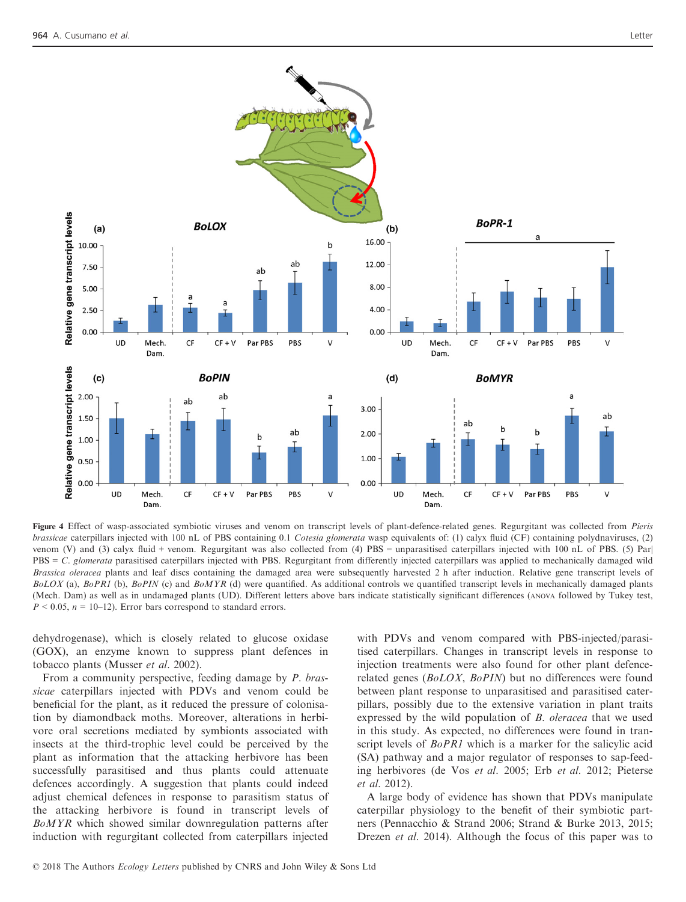**Figure 4** Effect of wasp-associated symbiotic viruses and venom on transcript levels of plant-defence-related genes. Regurgitant was collected from *Pieris brassicae* caterpillars injected with 100 nL of PBS containing 0.1 *Cotesia glomerata* wasp equivalents of: (1) calyx fluid (CF) containing polydnaviruses, (2) venom (V) and (3) calyx fluid + venom. Regurgitant was also collected from (4) PBS = unparasitised caterpillars injected with 100 nL of PBS. (5) Par| PBS = *C. glomerata* parasitised caterpillars injected with PBS. Regurgitant from differently injected caterpillars was applied to mechanically damaged wild *Brassica oleracea* plants and leaf discs containing the damaged area were subsequently harvested 2 h after induction. Relative gene transcript levels of *BoLOX* (a), *BoPR1* (b), *BoPIN* (c) and *BoMYR* (d) were quantified. As additional controls we quantified transcript levels in mechanically damaged plants (Mech. Dam) as well as in undamaged plants (UD). Different letters above bars indicate statistically significant differences (ANOVA followed by Tukey test, $P < 0.05$, $n = 10–12$). Error bars correspond to standard errors.

dehydrogenase), which is closely related to glucose oxidase (GOX), an enzyme known to suppress plant defences in tobacco plants (Musser *et al.* 2002).

From a community perspective, feeding damage by *P. brassicae* caterpillars injected with PDVs and venom could be beneficial for the plant, as it reduced the pressure of colonisation by diamondback moths. Moreover, alterations in herbivore oral secretions mediated by symbionts associated with insects at the third-trophic level could be perceived by the plant as information that the attacking herbivore has been successfully parasitised and thus plants could attenuate defences accordingly. A suggestion that plants could indeed adjust chemical defences in response to parasitism status of the attacking herbivore is found in transcript levels of *BoMYR* which showed similar downregulation patterns after induction with regurgitant collected from caterpillars injected with PDVs and venom compared with PBS-injected/parasitised caterpillars. Changes in transcript levels in response to injection treatments were also found for other plant defence-related genes (*BoLOX*, *BoPIN*) but no differences were found between plant response to unparasitised and parasitised caterpillars, possibly due to the extensive variation in plant traits expressed by the wild population of *B. oleracea* that we used in this study. As expected, no differences were found in transcript levels of *BoPR1* which is a marker for the salicylic acid (SA) pathway and a major regulator of responses to sap-feeding herbivores (de Vos *et al.* 2005; Erb *et al.* 2012; Pieterse *et al.* 2012).

A large body of evidence has shown that PDVs manipulate caterpillar physiology to the benefit of their symbiotic partners (Pennacchio & Strand 2006; Strand & Burke 2013, 2015; Drezen *et al.* 2014). Although the focus of this paper was to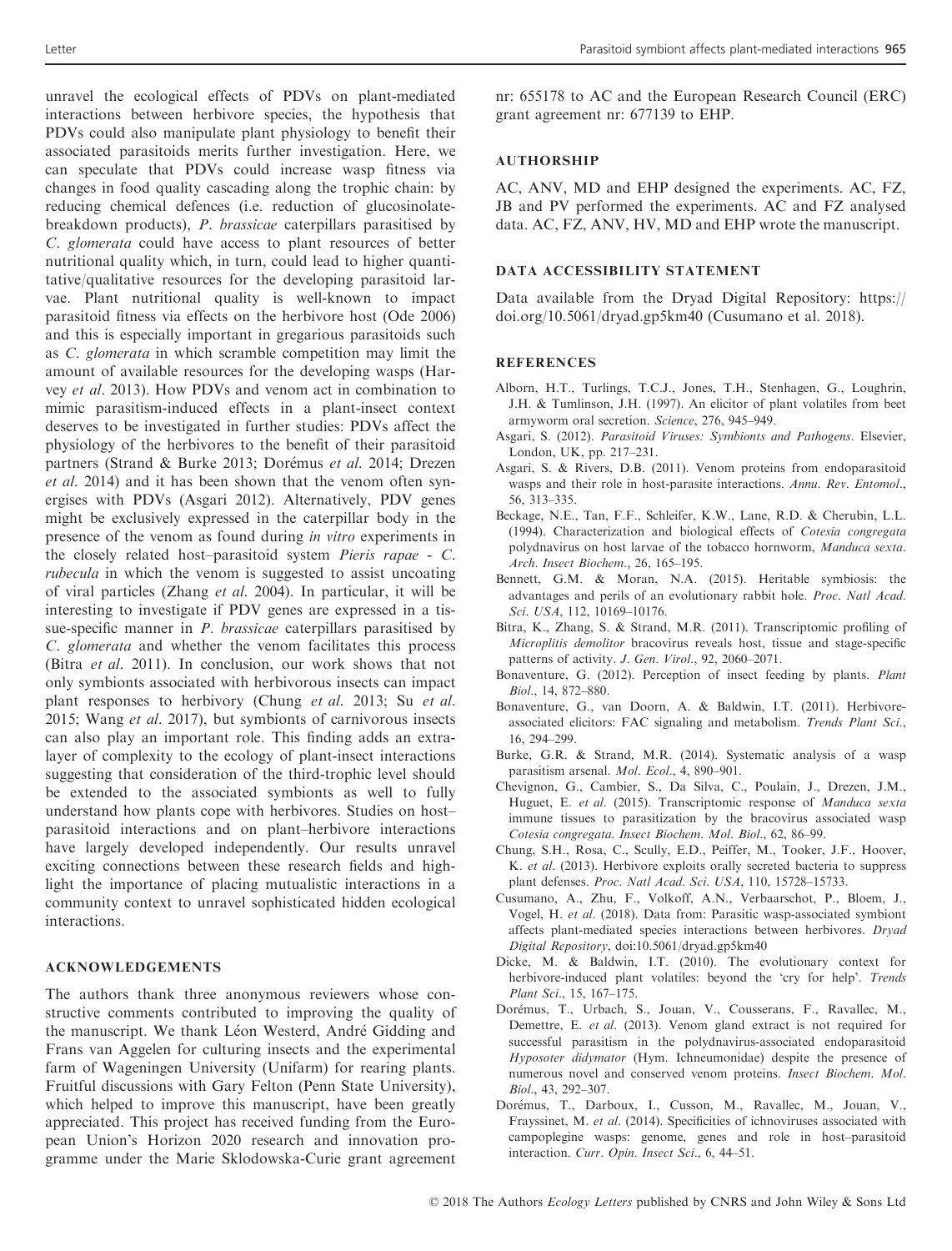unravel the ecological effects of PDVs on plant-mediated interactions between herbivore species, the hypothesis that PDVs could also manipulate plant physiology to benefit their associated parasitoids merits further investigation. Here, we can speculate that PDVs could increase wasp fitness via changes in food quality cascading along the trophic chain: by reducing chemical defences (i.e. reduction of glucosinolate-breakdown products), *P. brassicae* caterpillars parasitised by *C. glomerata* could have access to plant resources of better nutritional quality which, in turn, could lead to higher quantitative/qualitative resources for the developing parasitoid larvae. Plant nutritional quality is well-known to impact parasitoid fitness via effects on the herbivore host (Ode 2006) and this is especially important in gregarious parasitoids such as *C. glomerata* in which scramble competition may limit the amount of available resources for the developing wasps (Harvey *et al*. 2013). How PDVs and venom act in combination to mimic parasitism-induced effects in a plant-insect context deserves to be investigated in further studies: PDVs affect the physiology of the herbivores to the benefit of their parasitoid partners (Strand & Burke 2013; Dorémus *et al*. 2014; Drezen *et al*. 2014) and it has been shown that the venom often synergises with PDVs (Asgari 2012). Alternatively, PDV genes might be exclusively expressed in the caterpillar body in the presence of the venom as found during *in vitro* experiments in the closely related host–parasitoid system *Pieris rapae - C. rubecula* in which the venom is suggested to assist uncoating of viral particles (Zhang *et al*. 2004). In particular, it will be interesting to investigate if PDV genes are expressed in a tissue-specific manner in *P. brassicae* caterpillars parasitised by *C. glomerata* and whether the venom facilitates this process (Bitra *et al*. 2011). In conclusion, our work shows that not only symbionts associated with herbivorous insects can impact plant responses to herbivory (Chung *et al*. 2013; Su *et al*. 2015; Wang *et al*. 2017), but symbionts of carnivorous insects can also play an important role. This finding adds an extra-layer of complexity to the ecology of plant-insect interactions suggesting that consideration of the third-trophic level should be extended to the associated symbionts as well to fully understand how plants cope with herbivores. Studies on host–parasitoid interactions and on plant–herbivore interactions have largely developed independently. Our results unravel exciting connections between these research fields and highlight the importance of placing mutualistic interactions in a community context to unravel sophisticated hidden ecological interactions.

## ACKNOWLEDGEMENTS

The authors thank three anonymous reviewers whose constructive comments contributed to improving the quality of the manuscript. We thank Léon Westerd, André Gidding and Frans van Aggelen for culturing insects and the experimental farm of Wageningen University (Unifarm) for rearing plants. Fruitful discussions with Gary Felton (Penn State University), which helped to improve this manuscript, have been greatly appreciated. This project has received funding from the European Union's Horizon 2020 research and innovation programme under the Marie Sklodowska-Curie grant agreement nr: 655178 to AC and the European Research Council (ERC) grant agreement nr: 677139 to EHP.

## AUTHORSHIP

AC, ANV, MD and EHP designed the experiments. AC, FZ, JB and PV performed the experiments. AC and FZ analysed data. AC, FZ, ANV, HV, MD and EHP wrote the manuscript.

## DATA ACCESSIBILITY STATEMENT

Data available from the Dryad Digital Repository: https://doi.org/10.5061/dryad.gp5km40 (Cusumano et al. 2018).

## REFERENCES

Alborn, H.T., Turlings, T.C.J., Jones, T.H., Stenhagen, G., Loughrin, J.H. & Tumlinson, J.H. (1997). An elicitor of plant volatiles from beet armyworm oral secretion. *Science*, 276, 945–949.

Asgari, S. (2012). *Parasitoid Viruses: Symbionts and Pathogens*. Elsevier, London, UK, pp. 217–231.

Asgari, S. & Rivers, D.B. (2011). Venom proteins from endoparasitoid wasps and their role in host-parasite interactions. *Annu. Rev. Entomol.*, 56, 313–335.

Beckage, N.E., Tan, F.F., Schleifer, K.W., Lane, R.D. & Cherubin, L.L. (1994). Characterization and biological effects of *Cotesia congregata* polydnavirus on host larvae of the tobacco hornworm, *Manduca sexta*. *Arch. Insect Biochem.*, 26, 165–195.

Bennett, G.M. & Moran, N.A. (2015). Heritable symbiosis: the advantages and perils of an evolutionary rabbit hole. *Proc. Natl Acad. Sci. USA*, 112, 10169–10176.

Bitra, K., Zhang, S. & Strand, M.R. (2011). Transcriptomic profiling of *Microplitis demolitor* bracovirus reveals host, tissue and stage-specific patterns of activity. *J. Gen. Virol.*, 92, 2060–2071.

Bonaventure, G. (2012). Perception of insect feeding by plants. *Plant Biol.*, 14, 872–880.

Bonaventure, G., van Doorn, A. & Baldwin, I.T. (2011). Herbivore-associated elicitors: FAC signaling and metabolism. *Trends Plant Sci.*, 16, 294–299.

Burke, G.R. & Strand, M.R. (2014). Systematic analysis of a wasp parasitism arsenal. *Mol. Ecol.*, 4, 890–901.

Chevignon, G., Cambier, S., Da Silva, C., Poulain, J., Drezen, J.M., Huguet, E. *et al*. (2015). Transcriptomic response of *Manduca sexta* immune tissues to parasitization by the bracovirus associated wasp *Cotesia congregata*. *Insect Biochem. Mol. Biol.*, 62, 86–99.

Chung, S.H., Rosa, C., Scully, E.D., Peiffer, M., Tooker, J.F., Hoover, K. *et al*. (2013). Herbivore exploits orally secreted bacteria to suppress plant defenses. *Proc. Natl Acad. Sci. USA*, 110, 15728–15733.

Cusumano, A., Zhu, F., Volkoff, A.N., Verbaarschot, P., Bloem, J., Vogel, H. *et al*. (2018). Data from: Parasitic wasp-associated symbiont affects plant-mediated species interactions between herbivores. *Dryad Digital Repository*, doi:10.5061/dryad.gp5km40

Dicke, M. & Baldwin, I.T. (2010). The evolutionary context for herbivore-induced plant volatiles: beyond the 'cry for help'. *Trends Plant Sci.*, 15, 167–175.

Dorémus, T., Urbach, S., Jouan, V., Cousserans, F., Ravallec, M., Demettre, E. *et al*. (2013). Venom gland extract is not required for successful parasitism in the polydnavirus-associated endoparasitoid *Hyposoter didymator* (Hym. Ichneumonidae) despite the presence of numerous novel and conserved venom proteins. *Insect Biochem. Mol. Biol.*, 43, 292–307.

Dorémus, T., Darboux, I., Cusson, M., Ravallec, M., Jouan, V., Frayssinet, M. *et al*. (2014). Specificities of ichnoviruses associated with campoplegine wasps: genome, genes and role in host–parasitoid interaction. *Curr. Opin. Insect Sci.*, 6, 44–51.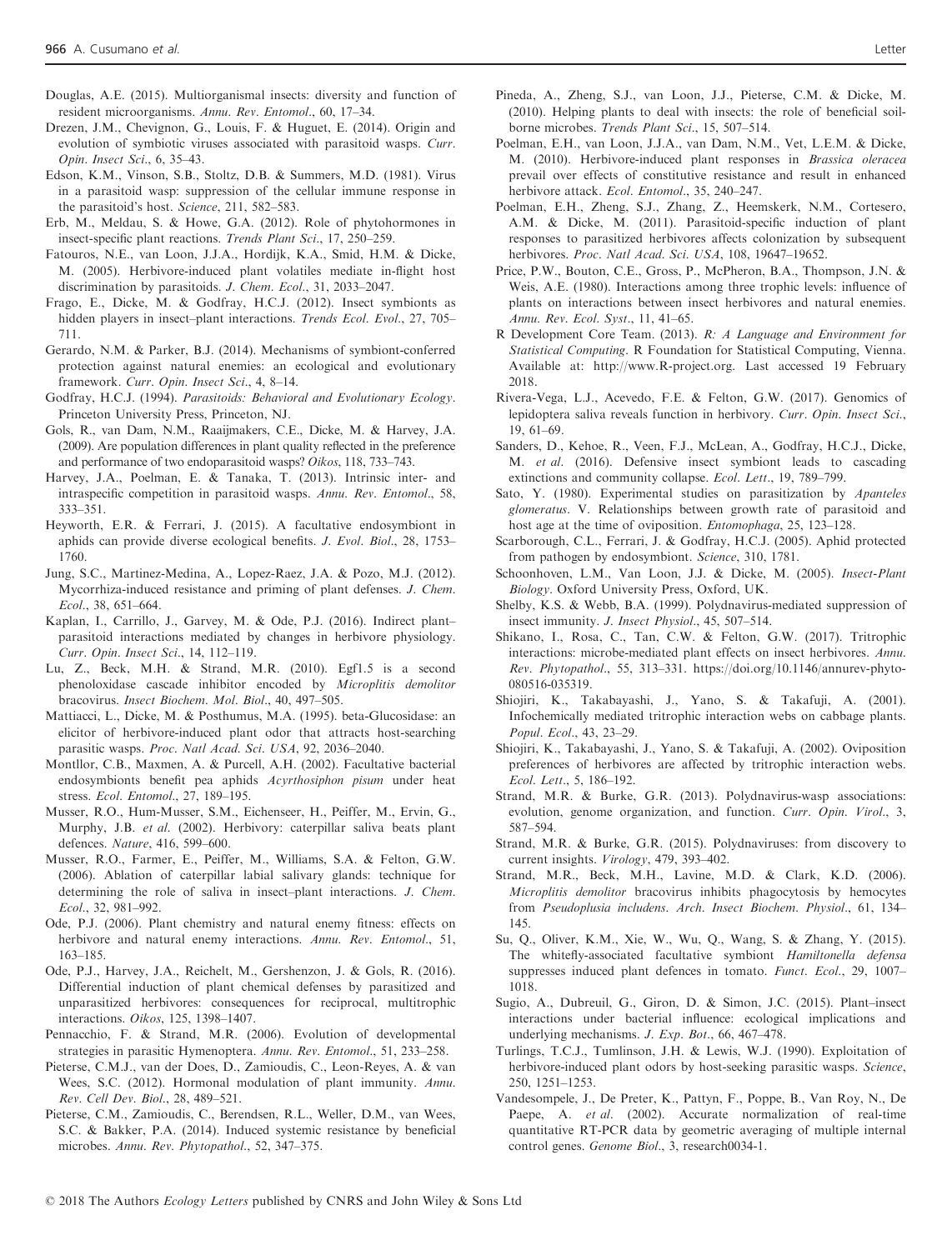Douglas, A.E. (2015). Multiorganismal insects: diversity and function of resident microorganisms. *Annu. Rev. Entomol.*, 60, 17–34.

Drezen, J.M., Chevignon, G., Louis, F. & Huguet, E. (2014). Origin and evolution of symbiotic viruses associated with parasitoid wasps. *Curr. Opin. Insect Sci.*, 6, 35–43.

Edson, K.M., Vinson, S.B., Stoltz, D.B. & Summers, M.D. (1981). Virus in a parasitoid wasp: suppression of the cellular immune response in the parasitoid's host. *Science*, 211, 582–583.

Erb, M., Meldau, S. & Howe, G.A. (2012). Role of phytohormones in insect-specific plant reactions. *Trends Plant Sci.*, 17, 250–259.

Fatouros, N.E., van Loon, J.J.A., Hordijk, K.A., Smid, H.M. & Dicke, M. (2005). Herbivore-induced plant volatiles mediate in-flight host discrimination by parasitoids. *J. Chem. Ecol.*, 31, 2033–2047.

Frago, E., Dicke, M. & Godfray, H.C.J. (2012). Insect symbionts as hidden players in insect–plant interactions. *Trends Ecol. Evol.*, 27, 705–711.

Gerardo, N.M. & Parker, B.J. (2014). Mechanisms of symbiont-conferred protection against natural enemies: an ecological and evolutionary framework. *Curr. Opin. Insect Sci.*, 4, 8–14.

Godfray, H.C.J. (1994). *Parasitoids: Behavioral and Evolutionary Ecology*. Princeton University Press, Princeton, NJ.

Gols, R., van Dam, N.M., Raaijmakers, C.E., Dicke, M. & Harvey, J.A. (2009). Are population differences in plant quality reflected in the preference and performance of two endoparasitoid wasps? *Oikos*, 118, 733–743.

Harvey, J.A., Poelman, E. & Tanaka, T. (2013). Intrinsic inter- and intraspecific competition in parasitoid wasps. *Annu. Rev. Entomol.*, 58, 333–351.

Heyworth, E.R. & Ferrari, J. (2015). A facultative endosymbiont in aphids can provide diverse ecological benefits. *J. Evol. Biol.*, 28, 1753–1760.

Jung, S.C., Martinez-Medina, A., Lopez-Raez, J.A. & Pozo, M.J. (2012). Mycorrhiza-induced resistance and priming of plant defenses. *J. Chem. Ecol.*, 38, 651–664.

Kaplan, I., Carrillo, J., Garvey, M. & Ode, P.J. (2016). Indirect plant–parasitoid interactions mediated by changes in herbivore physiology. *Curr. Opin. Insect Sci.*, 14, 112–119.

Lu, Z., Beck, M.H. & Strand, M.R. (2010). Egf1.5 is a second phenoloxidase cascade inhibitor encoded by *Microplitis demolitor* bracovirus. *Insect Biochem. Mol. Biol.*, 40, 497–505.

Mattiacci, L., Dicke, M. & Posthumus, M.A. (1995). beta-Glucosidase: an elicitor of herbivore-induced plant odor that attracts host-searching parasitic wasps. *Proc. Natl Acad. Sci. USA*, 92, 2036–2040.

Montllor, C.B., Maxmen, A. & Purcell, A.H. (2002). Facultative bacterial endosymbionts benefit pea aphids *Acyrthosiphon pisum* under heat stress. *Ecol. Entomol.*, 27, 189–195.

Musser, R.O., Hum-Musser, S.M., Eichenseer, H., Peiffer, M., Ervin, G., Murphy, J.B. *et al.* (2002). Herbivory: caterpillar saliva beats plant defences. *Nature*, 416, 599–600.

Musser, R.O., Farmer, E., Peiffer, M., Williams, S.A. & Felton, G.W. (2006). Ablation of caterpillar labial salivary glands: technique for determining the role of saliva in insect–plant interactions. *J. Chem. Ecol.*, 32, 981–992.

Ode, P.J. (2006). Plant chemistry and natural enemy fitness: effects on herbivore and natural enemy interactions. *Annu. Rev. Entomol.*, 51, 163–185.

Ode, P.J., Harvey, J.A., Reichelt, M., Gershenzon, J. & Gols, R. (2016). Differential induction of plant chemical defenses by parasitized and unparasitized herbivores: consequences for reciprocal, multitrophic interactions. *Oikos*, 125, 1398–1407.

Pennacchio, F. & Strand, M.R. (2006). Evolution of developmental strategies in parasitic Hymenoptera. *Annu. Rev. Entomol.*, 51, 233–258.

Pieterse, C.M.J., van der Does, D., Zamioudis, C., Leon-Reyes, A. & van Wees, S.C. (2012). Hormonal modulation of plant immunity. *Annu. Rev. Cell Dev. Biol.*, 28, 489–521.

Pieterse, C.M., Zamioudis, C., Berendsen, R.L., Weller, D.M., van Wees, S.C. & Bakker, P.A. (2014). Induced systemic resistance by beneficial microbes. *Annu. Rev. Phytopathol.*, 52, 347–375.

Pineda, A., Zheng, S.J., van Loon, J.J., Pieterse, C.M. & Dicke, M. (2010). Helping plants to deal with insects: the role of beneficial soil-borne microbes. *Trends Plant Sci.*, 15, 507–514.

Poelman, E.H., van Loon, J.J.A., van Dam, N.M., Vet, L.E.M. & Dicke, M. (2010). Herbivore-induced plant responses in *Brassica oleracea* prevail over effects of constitutive resistance and result in enhanced herbivore attack. *Ecol. Entomol.*, 35, 240–247.

Poelman, E.H., Zheng, S.J., Zhang, Z., Heemskerk, N.M., Cortesero, A.M. & Dicke, M. (2011). Parasitoid-specific induction of plant responses to parasitized herbivores affects colonization by subsequent herbivores. *Proc. Natl Acad. Sci. USA*, 108, 19647–19652.

Price, P.W., Bouton, C.E., Gross, P., McPheron, B.A., Thompson, J.N. & Weis, A.E. (1980). Interactions among three trophic levels: influence of plants on interactions between insect herbivores and natural enemies. *Annu. Rev. Ecol. Syst.*, 11, 41–65.

R Development Core Team. (2013). *R: A Language and Environment for Statistical Computing*. R Foundation for Statistical Computing, Vienna. Available at: http://www.R-project.org. Last accessed 19 February 2018.

Rivera-Vega, L.J., Acevedo, F.E. & Felton, G.W. (2017). Genomics of lepidoptera saliva reveals function in herbivory. *Curr. Opin. Insect Sci.*, 19, 61–69.

Sanders, D., Kehoe, R., Veen, F.J., McLean, A., Godfray, H.C.J., Dicke, M. *et al.* (2016). Defensive insect symbiont leads to cascading extinctions and community collapse. *Ecol. Lett.*, 19, 789–799.

Sato, Y. (1980). Experimental studies on parasitization by *Apanteles glomeratus*. V. Relationships between growth rate of parasitoid and host age at the time of oviposition. *Entomophaga*, 25, 123–128.

Scarborough, C.L., Ferrari, J. & Godfray, H.C.J. (2005). Aphid protected from pathogen by endosymbiont. *Science*, 310, 1781.

Schoonhoven, L.M., Van Loon, J.J. & Dicke, M. (2005). *Insect-Plant Biology*. Oxford University Press, Oxford, UK.

Shelby, K.S. & Webb, B.A. (1999). Polydnavirus-mediated suppression of insect immunity. *J. Insect Physiol.*, 45, 507–514.

Shikano, I., Rosa, C., Tan, C.W. & Felton, G.W. (2017). Tritrophic interactions: microbe-mediated plant effects on insect herbivores. *Annu. Rev. Phytopathol.*, 55, 313–331. https://doi.org/10.1146/annurev-phyto-080516-035319.

Shiojiri, K., Takabayashi, J., Yano, S. & Takafuji, A. (2001). Infochemically mediated tritrophic interaction webs on cabbage plants. *Popul. Ecol.*, 43, 23–29.

Shiojiri, K., Takabayashi, J., Yano, S. & Takafuji, A. (2002). Oviposition preferences of herbivores are affected by tritrophic interaction webs. *Ecol. Lett.*, 5, 186–192.

Strand, M.R. & Burke, G.R. (2013). Polydnavirus-wasp associations: evolution, genome organization, and function. *Curr. Opin. Virol.*, 3, 587–594.

Strand, M.R. & Burke, G.R. (2015). Polydnaviruses: from discovery to current insights. *Virology*, 479, 393–402.

Strand, M.R., Beck, M.H., Lavine, M.D. & Clark, K.D. (2006). *Microplitis demolitor* bracovirus inhibits phagocytosis by hemocytes from *Pseudoplusia includens*. *Arch. Insect Biochem. Physiol.*, 61, 134–145.

Su, Q., Oliver, K.M., Xie, W., Wu, Q., Wang, S. & Zhang, Y. (2015). The whitefly-associated facultative symbiont *Hamiltonella defensa* suppresses induced plant defences in tomato. *Funct. Ecol.*, 29, 1007–1018.

Sugio, A., Dubreuil, G., Giron, D. & Simon, J.C. (2015). Plant–insect interactions under bacterial influence: ecological implications and underlying mechanisms. *J. Exp. Bot.*, 66, 467–478.

Turlings, T.C.J., Tumlinson, J.H. & Lewis, W.J. (1990). Exploitation of herbivore-induced plant odors by host-seeking parasitic wasps. *Science*, 250, 1251–1253.

Vandesompele, J., De Preter, K., Pattyn, F., Poppe, B., Van Roy, N., De Paepe, A. *et al.* (2002). Accurate normalization of real-time quantitative RT-PCR data by geometric averaging of multiple internal control genes. *Genome Biol.*, 3, research0034-1.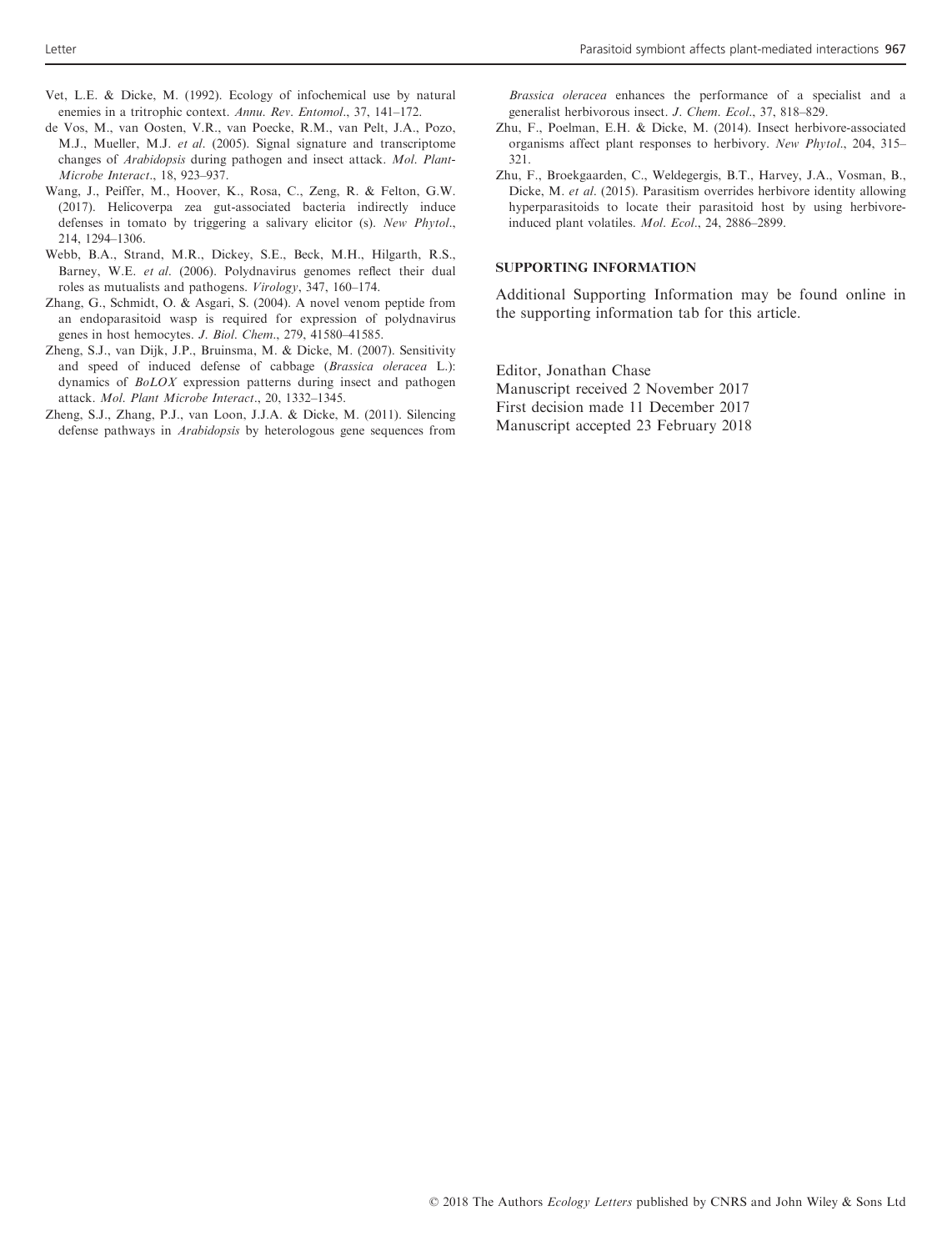Vet, L.E. & Dicke, M. (1992). Ecology of infochemical use by natural enemies in a tritrophic context. *Annu. Rev. Entomol*., 37, 141–172.

de Vos, M., van Oosten, V.R., van Poecke, R.M., van Pelt, J.A., Pozo, M.J., Mueller, M.J. *et al*. (2005). Signal signature and transcriptome changes of *Arabidopsis* during pathogen and insect attack. *Mol. Plant-Microbe Interact*., 18, 923–937.

Wang, J., Peiffer, M., Hoover, K., Rosa, C., Zeng, R. & Felton, G.W. (2017). Helicoverpa zea gut-associated bacteria indirectly induce defenses in tomato by triggering a salivary elicitor (s). *New Phytol*., 214, 1294–1306.

Webb, B.A., Strand, M.R., Dickey, S.E., Beck, M.H., Hilgarth, R.S., Barney, W.E. *et al*. (2006). Polydnavirus genomes reflect their dual roles as mutualists and pathogens. *Virology*, 347, 160–174.

Zhang, G., Schmidt, O. & Asgari, S. (2004). A novel venom peptide from an endoparasitoid wasp is required for expression of polydnavirus genes in host hemocytes. *J. Biol. Chem*., 279, 41580–41585.

Zheng, S.J., van Dijk, J.P., Bruinsma, M. & Dicke, M. (2007). Sensitivity and speed of induced defense of cabbage (*Brassica oleracea* L.): dynamics of *BoLOX* expression patterns during insect and pathogen attack. *Mol. Plant Microbe Interact*., 20, 1332–1345.

Zheng, S.J., Zhang, P.J., van Loon, J.J.A. & Dicke, M. (2011). Silencing defense pathways in *Arabidopsis* by heterologous gene sequences from *Brassica oleracea* enhances the performance of a specialist and a generalist herbivorous insect. *J. Chem. Ecol*., 37, 818–829.

Zhu, F., Poelman, E.H. & Dicke, M. (2014). Insect herbivore-associated organisms affect plant responses to herbivory. *New Phytol*., 204, 315–321.

Zhu, F., Broekgaarden, C., Weldegergis, B.T., Harvey, J.A., Vosman, B., Dicke, M. *et al*. (2015). Parasitism overrides herbivore identity allowing hyperparasitoids to locate their parasitoid host by using herbivore-induced plant volatiles. *Mol. Ecol*., 24, 2886–2899.

## SUPPORTING INFORMATION

Additional Supporting Information may be found online in the supporting information tab for this article.

Editor, Jonathan Chase
Manuscript received 2 November 2017
First decision made 11 December 2017
Manuscript accepted 23 February 2018